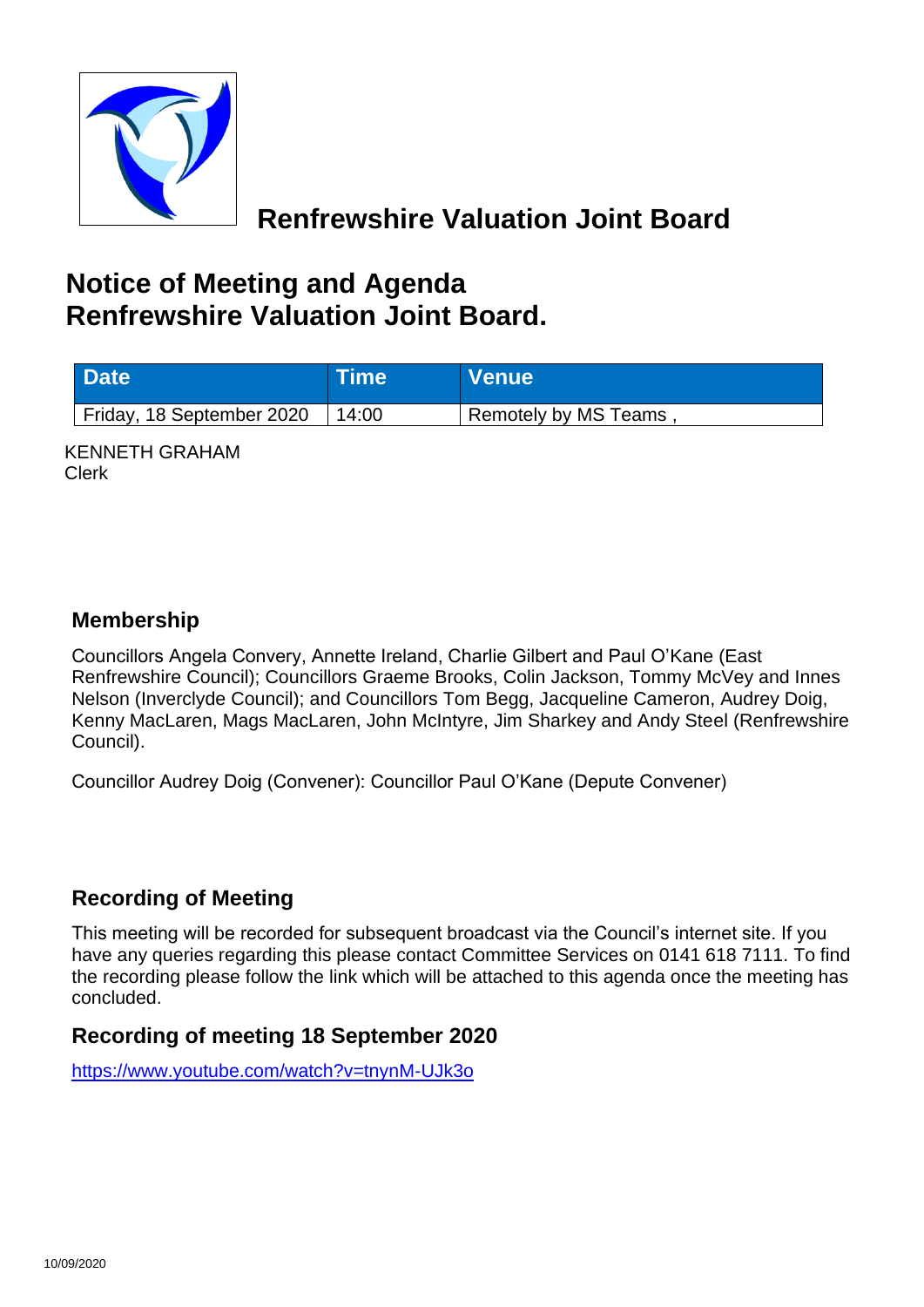# Renfrewshire Valuation Joint Board

## Notice of Meeting and Agenda
## Renfrewshire Valuation Joint Board.

| Date | Time | Venue |
| --- | --- | --- |
| Friday, 18 September 2020 | 14:00 | Remotely by MS Teams , |

KENNETH GRAHAM
Clerk

### Membership

Councillors Angela Convery, Annette Ireland, Charlie Gilbert and Paul O'Kane (East Renfrewshire Council); Councillors Graeme Brooks, Colin Jackson, Tommy McVey and Innes Nelson (Inverclyde Council); and Councillors Tom Begg, Jacqueline Cameron, Audrey Doig, Kenny MacLaren, Mags MacLaren, John McIntyre, Jim Sharkey and Andy Steel (Renfrewshire Council).

Councillor Audrey Doig (Convener): Councillor Paul O'Kane (Depute Convener)

### Recording of Meeting

This meeting will be recorded for subsequent broadcast via the Council's internet site. If you have any queries regarding this please contact Committee Services on 0141 618 7111. To find the recording please follow the link which will be attached to this agenda once the meeting has concluded.

### Recording of meeting 18 September 2020

https://www.youtube.com/watch?v=tnynM-UJk3o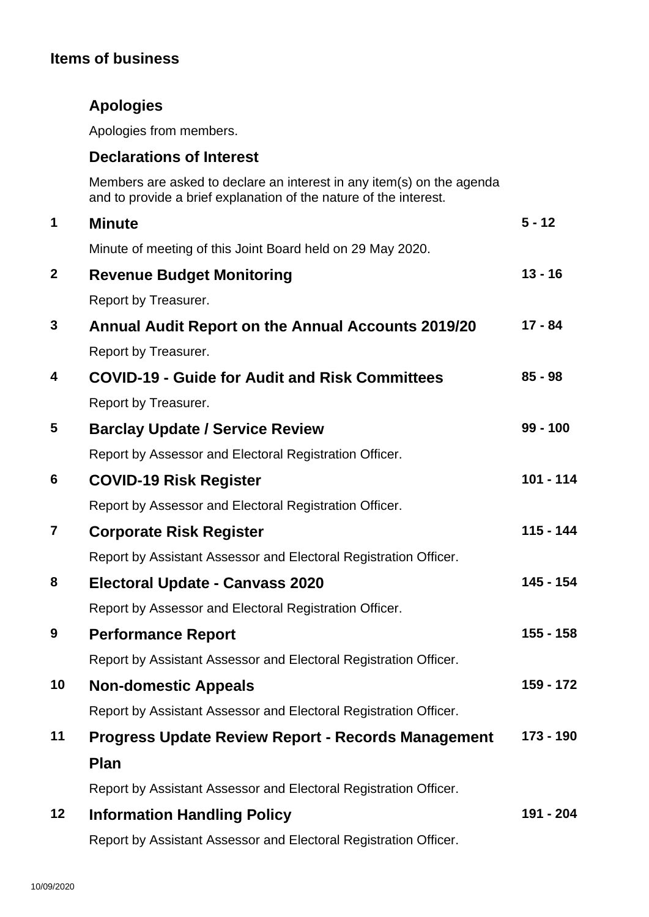## Items of business

### Apologies

Apologies from members.

### Declarations of Interest

Members are asked to declare an interest in any item(s) on the agenda and to provide a brief explanation of the nature of the interest.

| | Item | Pages |
|---|---|---|
| 1 | **Minute**<br>Minute of meeting of this Joint Board held on 29 May 2020. | 5 - 12 |
| 2 | **Revenue Budget Monitoring**<br>Report by Treasurer. | 13 - 16 |
| 3 | **Annual Audit Report on the Annual Accounts 2019/20**<br>Report by Treasurer. | 17 - 84 |
| 4 | **COVID-19 - Guide for Audit and Risk Committees**<br>Report by Treasurer. | 85 - 98 |
| 5 | **Barclay Update / Service Review**<br>Report by Assessor and Electoral Registration Officer. | 99 - 100 |
| 6 | **COVID-19 Risk Register**<br>Report by Assessor and Electoral Registration Officer. | 101 - 114 |
| 7 | **Corporate Risk Register**<br>Report by Assistant Assessor and Electoral Registration Officer. | 115 - 144 |
| 8 | **Electoral Update - Canvass 2020**<br>Report by Assessor and Electoral Registration Officer. | 145 - 154 |
| 9 | **Performance Report**<br>Report by Assistant Assessor and Electoral Registration Officer. | 155 - 158 |
| 10 | **Non-domestic Appeals**<br>Report by Assistant Assessor and Electoral Registration Officer. | 159 - 172 |
| 11 | **Progress Update Review Report - Records Management Plan**<br>Report by Assistant Assessor and Electoral Registration Officer. | 173 - 190 |
| 12 | **Information Handling Policy**<br>Report by Assistant Assessor and Electoral Registration Officer. | 191 - 204 |

10/09/2020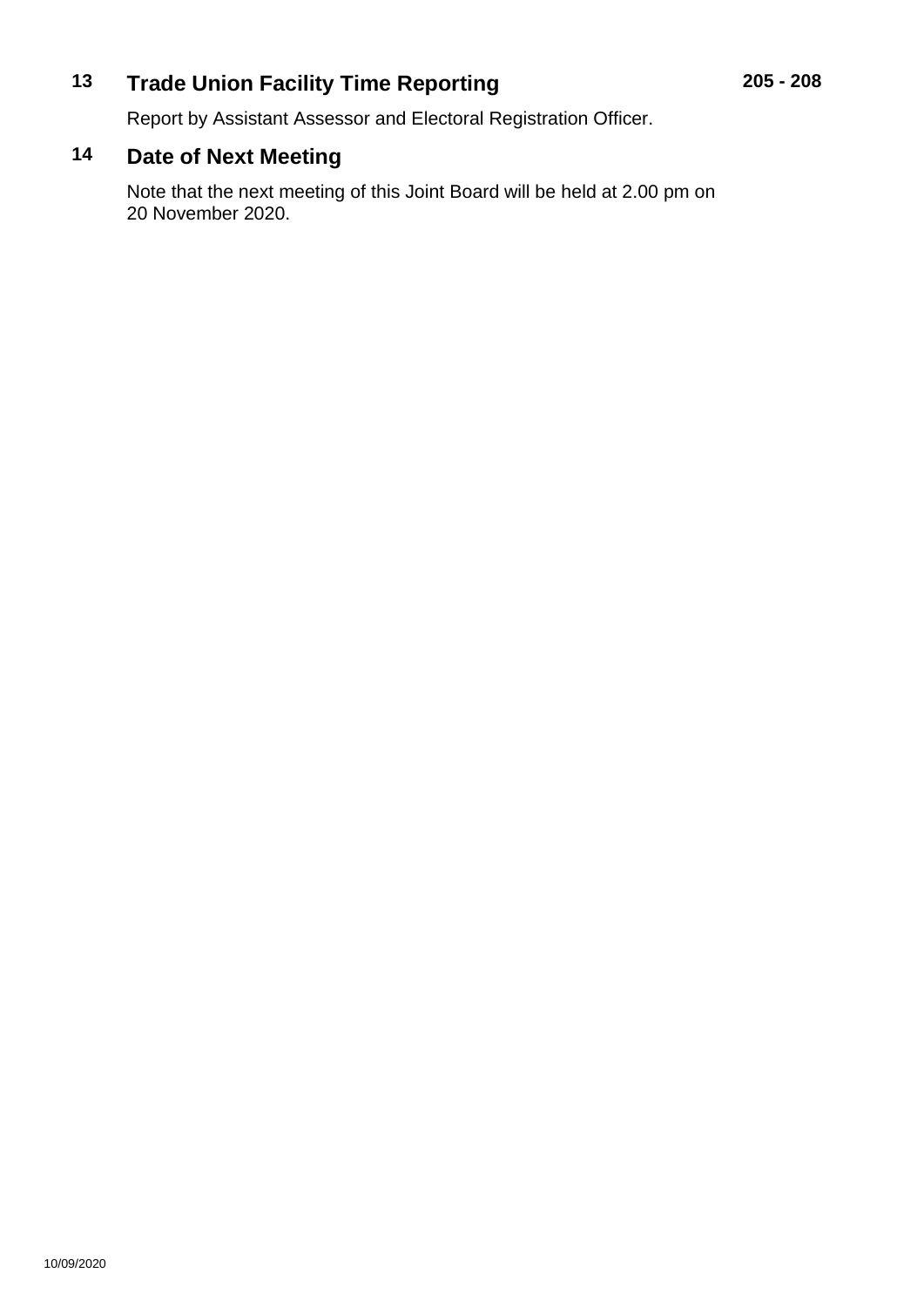## 13 Trade Union Facility Time Reporting 205 - 208

Report by Assistant Assessor and Electoral Registration Officer.

## 14 Date of Next Meeting

Note that the next meeting of this Joint Board will be held at 2.00 pm on 20 November 2020.

10/09/2020